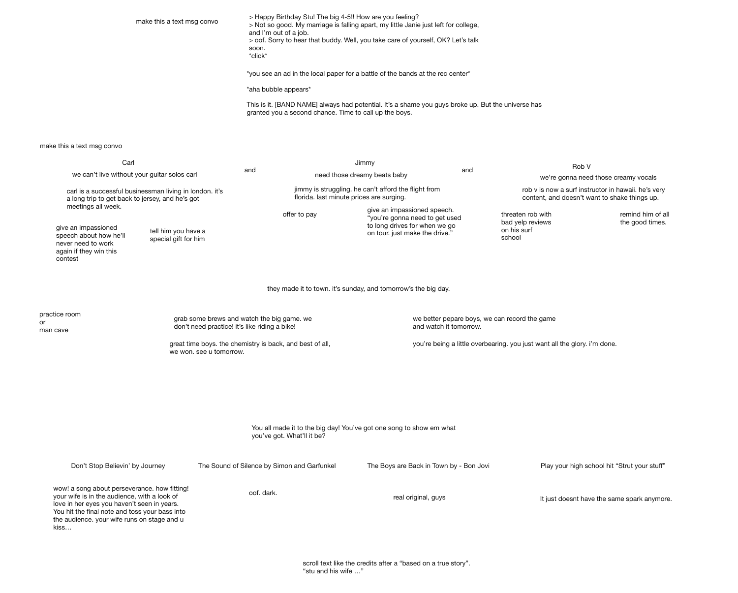make this a text msg convo

> Happy Birthday Stu! The big 4-5!! How are you feeling?
> Not so good. My marriage is falling apart, my little Janie just left for college, and I'm out of a job.
> oof. Sorry to hear that buddy. Well, you take care of yourself, OK? Let's talk soon.
*click*

*you see an ad in the local paper for a battle of the bands at the rec center*

*aha bubble appears*

This is it. [BAND NAME] always had potential. It's a shame you guys broke up. But the universe has granted you a second chance. Time to call up the boys.

make this a text msg convo

**Carl**

we can't live without your guitar solos carl

carl is a successful businessman living in london. it's a long trip to get back to jersey, and he's got meetings all week.

- give an impassioned speech about how he'll never need to work again if they win this contest
- tell him you have a special gift for him

and

**Jimmy**

need those dreamy beats baby

jimmy is struggling. he can't afford the flight from florida. last minute prices are surging.

- offer to pay
- give an impassioned speech. "you're gonna need to get used to long drives for when we go on tour. just make the drive."

and

**Rob V**

we're gonna need those creamy vocals

rob v is now a surf instructor in hawaii. he's very content, and doesn't want to shake things up.

- threaten rob with bad yelp reviews on his surf school
- remind him of all the good times.

they made it to town. it's sunday, and tomorrow's the big day.

practice room
or
man cave

- grab some brews and watch the big game. we don't need practice! it's like riding a bike!
  - great time boys. the chemistry is back, and best of all, we won. see u tomorrow.
- we better pepare boys, we can record the game and watch it tomorrow.
  - you're being a little overbearing. you just want all the glory. i'm done.

You all made it to the big day! You've got one song to show em what you've got. What'll it be?

- Don't Stop Believin' by Journey
  - wow! a song about perseverance. how fitting! your wife is in the audience, with a look of love in her eyes you haven't seen in years. You hit the final note and toss your bass into the audience. your wife runs on stage and u kiss…
- The Sound of Silence by Simon and Garfunkel
  - oof. dark.
- The Boys are Back in Town by - Bon Jovi
  - real original, guys
- Play your high school hit "Strut your stuff"
  - It just doesnt have the same spark anymore.

scroll text like the credits after a "based on a true story".
"stu and his wife …"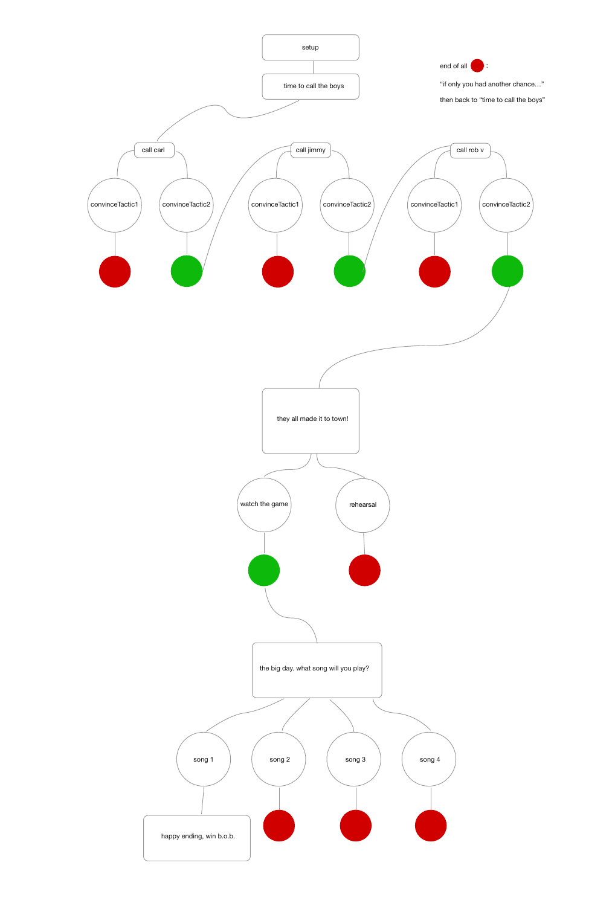setup

time to call the boys

end of all ● :

“if only you had another chance…”

then back to “time to call the boys”

call carl

convinceTactic1

convinceTactic2

call jimmy

convinceTactic1

convinceTactic2

call rob v

convinceTactic1

convinceTactic2

they all made it to town!

watch the game

rehearsal

the big day. what song will you play?

song 1

song 2

song 3

song 4

happy ending, win b.o.b.